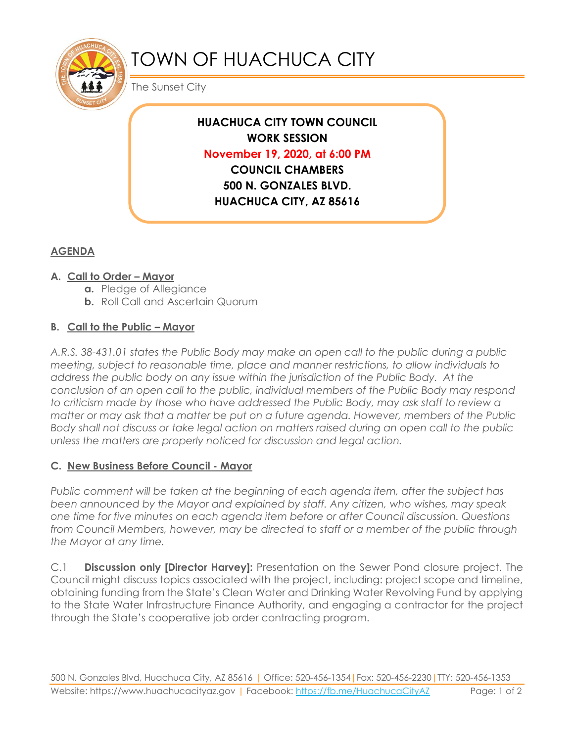# TOWN OF HUACHUCA CITY

The Sunset City

**HUACHUCA CITY TOWN COUNCIL**
**WORK SESSION**
**November 19, 2020, at 6:00 PM**
**COUNCIL CHAMBERS**
**500 N. GONZALES BLVD.**
**HUACHUCA CITY, AZ 85616**

## AGENDA

### A. Call to Order – Mayor

- **a.** Pledge of Allegiance
- **b.** Roll Call and Ascertain Quorum

### B. Call to the Public – Mayor

*A.R.S. 38-431.01 states the Public Body may make an open call to the public during a public meeting, subject to reasonable time, place and manner restrictions, to allow individuals to address the public body on any issue within the jurisdiction of the Public Body. At the conclusion of an open call to the public, individual members of the Public Body may respond to criticism made by those who have addressed the Public Body, may ask staff to review a matter or may ask that a matter be put on a future agenda. However, members of the Public Body shall not discuss or take legal action on matters raised during an open call to the public unless the matters are properly noticed for discussion and legal action.*

### C. New Business Before Council - Mayor

*Public comment will be taken at the beginning of each agenda item, after the subject has been announced by the Mayor and explained by staff. Any citizen, who wishes, may speak one time for five minutes on each agenda item before or after Council discussion. Questions from Council Members, however, may be directed to staff or a member of the public through the Mayor at any time.*

C.1 **Discussion only [Director Harvey]:** Presentation on the Sewer Pond closure project. The Council might discuss topics associated with the project, including: project scope and timeline, obtaining funding from the State's Clean Water and Drinking Water Revolving Fund by applying to the State Water Infrastructure Finance Authority, and engaging a contractor for the project through the State's cooperative job order contracting program.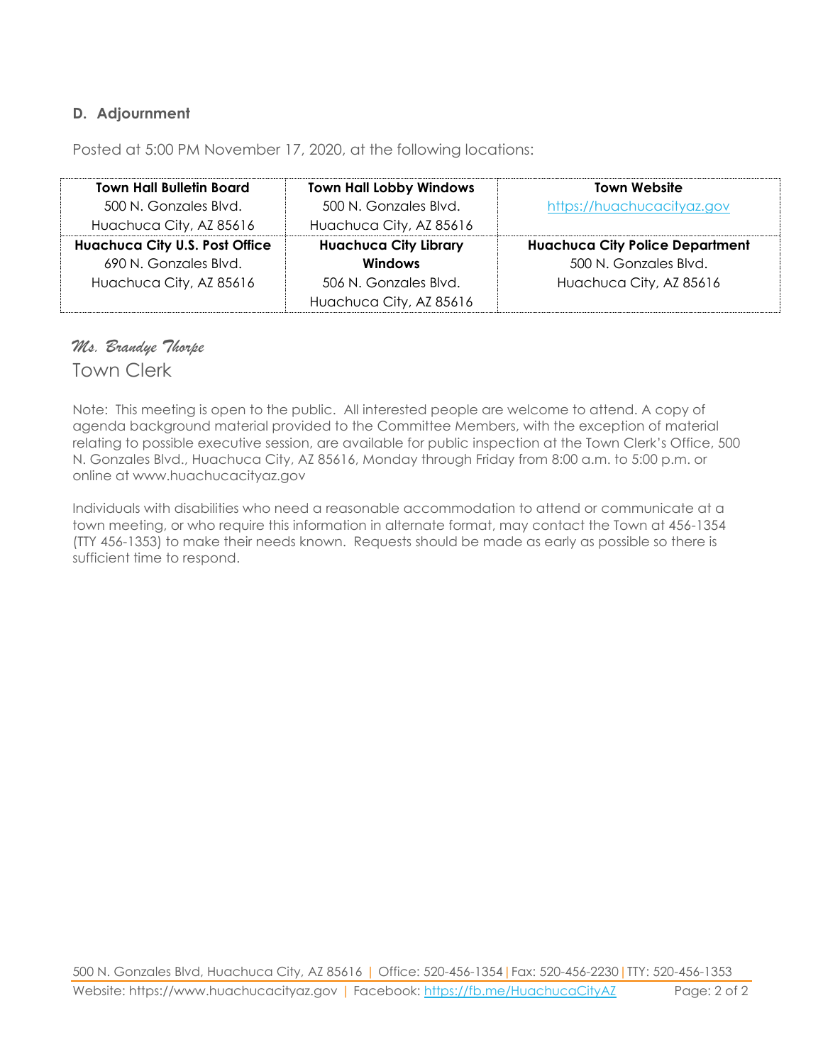### D. Adjournment

Posted at 5:00 PM November 17, 2020, at the following locations:

| | | |
|---|---|---|
| **Town Hall Bulletin Board**<br>500 N. Gonzales Blvd.<br>Huachuca City, AZ 85616 | **Town Hall Lobby Windows**<br>500 N. Gonzales Blvd.<br>Huachuca City, AZ 85616 | **Town Website**<br>https://huachucacityaz.gov |
| **Huachuca City U.S. Post Office**<br>690 N. Gonzales Blvd.<br>Huachuca City, AZ 85616 | **Huachuca City Library Windows**<br>506 N. Gonzales Blvd.<br>Huachuca City, AZ 85616 | **Huachuca City Police Department**<br>500 N. Gonzales Blvd.<br>Huachuca City, AZ 85616 |

*Ms. Brandye Thorpe*
Town Clerk

Note: This meeting is open to the public. All interested people are welcome to attend. A copy of agenda background material provided to the Committee Members, with the exception of material relating to possible executive session, are available for public inspection at the Town Clerk's Office, 500 N. Gonzales Blvd., Huachuca City, AZ 85616, Monday through Friday from 8:00 a.m. to 5:00 p.m. or online at www.huachucacityaz.gov

Individuals with disabilities who need a reasonable accommodation to attend or communicate at a town meeting, or who require this information in alternate format, may contact the Town at 456-1354 (TTY 456-1353) to make their needs known. Requests should be made as early as possible so there is sufficient time to respond.